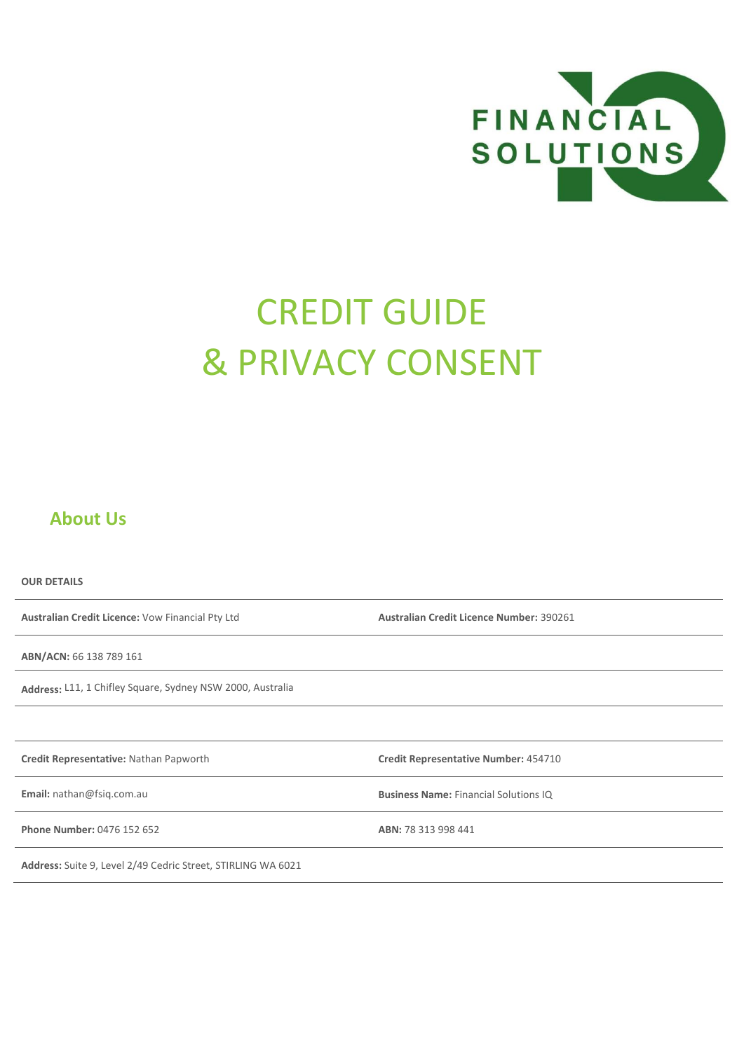# CREDIT GUIDE
# & PRIVACY CONSENT

## About Us

**OUR DETAILS**

| | |
|---|---|
| **Australian Credit Licence:** Vow Financial Pty Ltd | **Australian Credit Licence Number:** 390261 |
| **ABN/ACN:** 66 138 789 161 | |
| **Address:** L11, 1 Chifley Square, Sydney NSW 2000, Australia | |
| | |
| **Credit Representative:** Nathan Papworth | **Credit Representative Number:** 454710 |
| **Email:** nathan@fsiq.com.au | **Business Name:** Financial Solutions IQ |
| **Phone Number:** 0476 152 652 | **ABN:** 78 313 998 441 |
| **Address:** Suite 9, Level 2/49 Cedric Street, STIRLING WA 6021 | |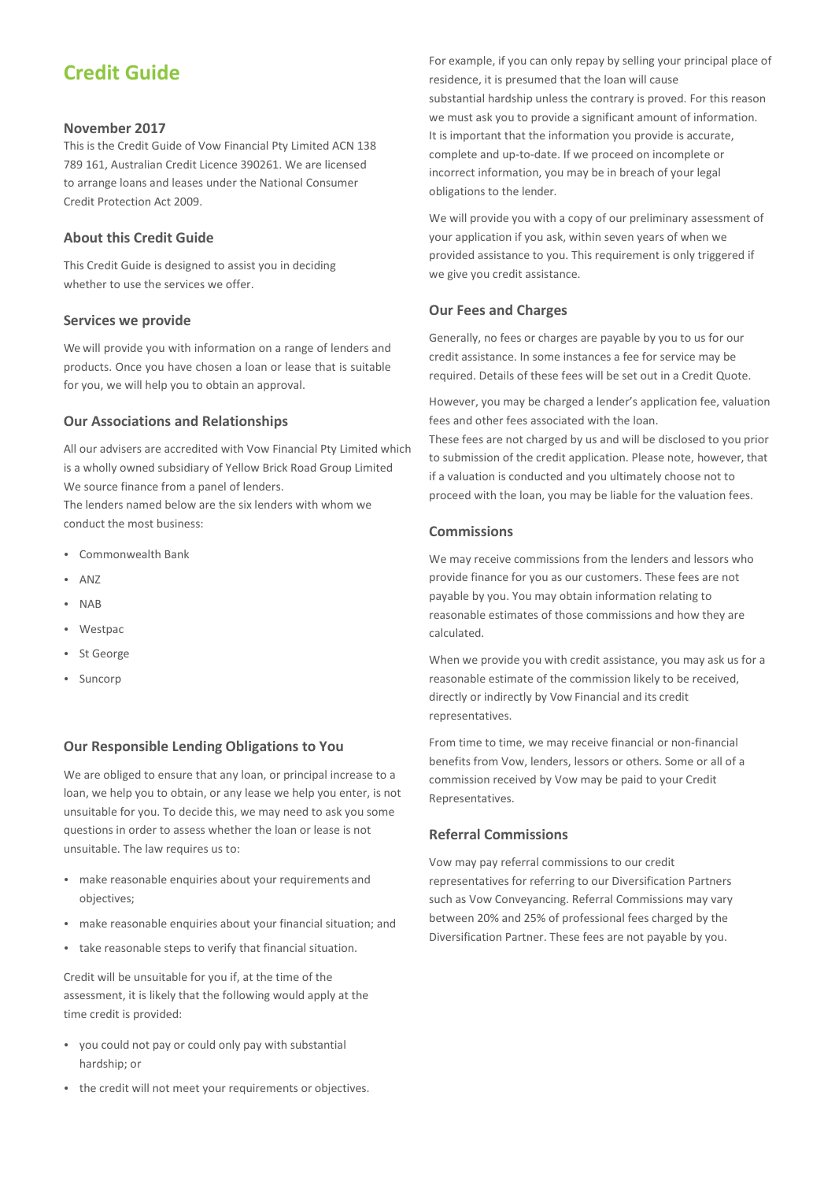# Credit Guide

### November 2017

This is the Credit Guide of Vow Financial Pty Limited ACN 138 789 161, Australian Credit Licence 390261. We are licensed to arrange loans and leases under the National Consumer Credit Protection Act 2009.

### About this Credit Guide

This Credit Guide is designed to assist you in deciding whether to use the services we offer.

### Services we provide

We will provide you with information on a range of lenders and products. Once you have chosen a loan or lease that is suitable for you, we will help you to obtain an approval.

### Our Associations and Relationships

All our advisers are accredited with Vow Financial Pty Limited which is a wholly owned subsidiary of Yellow Brick Road Group Limited We source finance from a panel of lenders.
The lenders named below are the six lenders with whom we conduct the most business:

- Commonwealth Bank
- ANZ
- NAB
- Westpac
- St George
- Suncorp

### Our Responsible Lending Obligations to You

We are obliged to ensure that any loan, or principal increase to a loan, we help you to obtain, or any lease we help you enter, is not unsuitable for you. To decide this, we may need to ask you some questions in order to assess whether the loan or lease is not unsuitable. The law requires us to:

- make reasonable enquiries about your requirements and objectives;
- make reasonable enquiries about your financial situation; and
- take reasonable steps to verify that financial situation.

Credit will be unsuitable for you if, at the time of the assessment, it is likely that the following would apply at the time credit is provided:

- you could not pay or could only pay with substantial hardship; or
- the credit will not meet your requirements or objectives.

For example, if you can only repay by selling your principal place of residence, it is presumed that the loan will cause substantial hardship unless the contrary is proved. For this reason we must ask you to provide a significant amount of information. It is important that the information you provide is accurate, complete and up-to-date. If we proceed on incomplete or incorrect information, you may be in breach of your legal obligations to the lender.

We will provide you with a copy of our preliminary assessment of your application if you ask, within seven years of when we provided assistance to you. This requirement is only triggered if we give you credit assistance.

### Our Fees and Charges

Generally, no fees or charges are payable by you to us for our credit assistance. In some instances a fee for service may be required. Details of these fees will be set out in a Credit Quote.

However, you may be charged a lender's application fee, valuation fees and other fees associated with the loan.
These fees are not charged by us and will be disclosed to you prior to submission of the credit application. Please note, however, that if a valuation is conducted and you ultimately choose not to proceed with the loan, you may be liable for the valuation fees.

### Commissions

We may receive commissions from the lenders and lessors who provide finance for you as our customers. These fees are not payable by you. You may obtain information relating to reasonable estimates of those commissions and how they are calculated.

When we provide you with credit assistance, you may ask us for a reasonable estimate of the commission likely to be received, directly or indirectly by Vow Financial and its credit representatives.

From time to time, we may receive financial or non-financial benefits from Vow, lenders, lessors or others. Some or all of a commission received by Vow may be paid to your Credit Representatives.

### Referral Commissions

Vow may pay referral commissions to our credit representatives for referring to our Diversification Partners such as Vow Conveyancing. Referral Commissions may vary between 20% and 25% of professional fees charged by the Diversification Partner. These fees are not payable by you.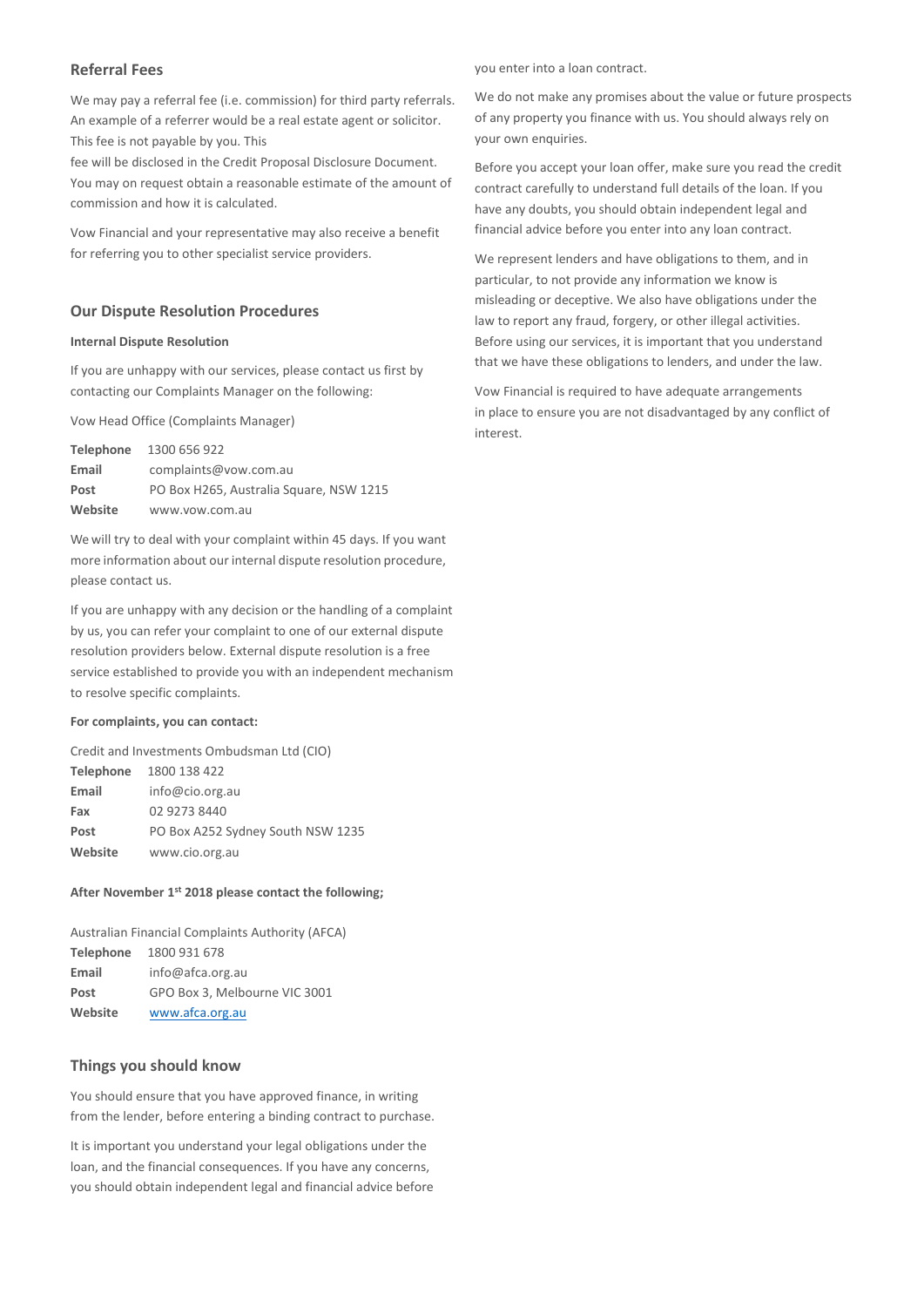## Referral Fees

We may pay a referral fee (i.e. commission) for third party referrals. An example of a referrer would be a real estate agent or solicitor. This fee is not payable by you. This fee will be disclosed in the Credit Proposal Disclosure Document. You may on request obtain a reasonable estimate of the amount of commission and how it is calculated.

Vow Financial and your representative may also receive a benefit for referring you to other specialist service providers.

## Our Dispute Resolution Procedures

### Internal Dispute Resolution

If you are unhappy with our services, please contact us first by contacting our Complaints Manager on the following:

Vow Head Office (Complaints Manager)

**Telephone** 1300 656 922
**Email** complaints@vow.com.au
**Post** PO Box H265, Australia Square, NSW 1215
**Website** www.vow.com.au

We will try to deal with your complaint within 45 days. If you want more information about our internal dispute resolution procedure, please contact us.

If you are unhappy with any decision or the handling of a complaint by us, you can refer your complaint to one of our external dispute resolution providers below. External dispute resolution is a free service established to provide you with an independent mechanism to resolve specific complaints.

**For complaints, you can contact:**

Credit and Investments Ombudsman Ltd (CIO)
**Telephone** 1800 138 422
**Email** info@cio.org.au
**Fax** 02 9273 8440
**Post** PO Box A252 Sydney South NSW 1235
**Website** www.cio.org.au

**After November 1st 2018 please contact the following;**

Australian Financial Complaints Authority (AFCA)
**Telephone** 1800 931 678
**Email** info@afca.org.au
**Post** GPO Box 3, Melbourne VIC 3001
**Website** www.afca.org.au

## Things you should know

You should ensure that you have approved finance, in writing from the lender, before entering a binding contract to purchase.

It is important you understand your legal obligations under the loan, and the financial consequences. If you have any concerns, you should obtain independent legal and financial advice before you enter into a loan contract.

We do not make any promises about the value or future prospects of any property you finance with us. You should always rely on your own enquiries.

Before you accept your loan offer, make sure you read the credit contract carefully to understand full details of the loan. If you have any doubts, you should obtain independent legal and financial advice before you enter into any loan contract.

We represent lenders and have obligations to them, and in particular, to not provide any information we know is misleading or deceptive. We also have obligations under the law to report any fraud, forgery, or other illegal activities. Before using our services, it is important that you understand that we have these obligations to lenders, and under the law.

Vow Financial is required to have adequate arrangements in place to ensure you are not disadvantaged by any conflict of interest.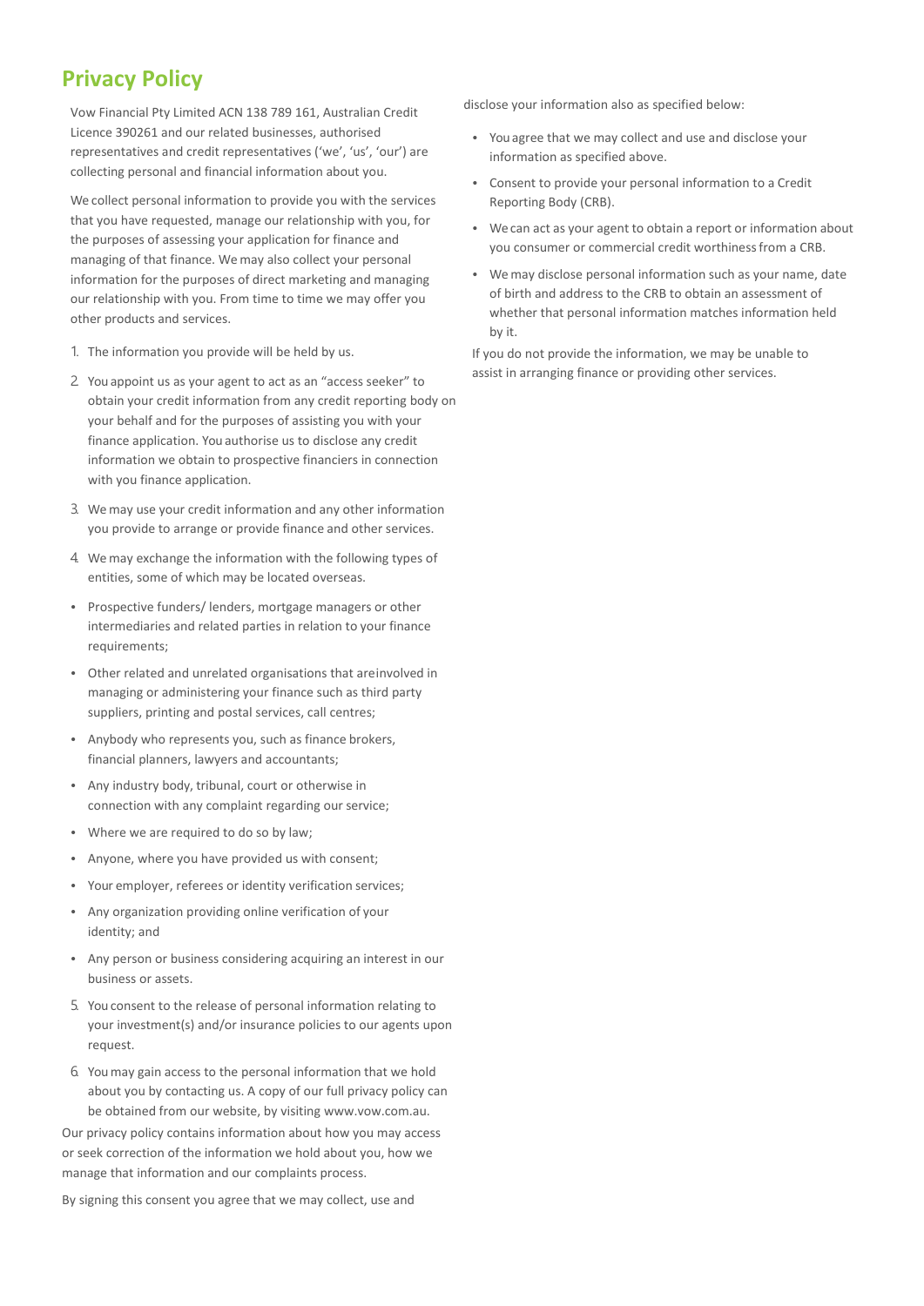## Privacy Policy

Vow Financial Pty Limited ACN 138 789 161, Australian Credit Licence 390261 and our related businesses, authorised representatives and credit representatives ('we', 'us', 'our') are collecting personal and financial information about you.

We collect personal information to provide you with the services that you have requested, manage our relationship with you, for the purposes of assessing your application for finance and managing of that finance. We may also collect your personal information for the purposes of direct marketing and managing our relationship with you. From time to time we may offer you other products and services.

1. The information you provide will be held by us.
2. You appoint us as your agent to act as an "access seeker" to obtain your credit information from any credit reporting body on your behalf and for the purposes of assisting you with your finance application. You authorise us to disclose any credit information we obtain to prospective financiers in connection with you finance application.
3. We may use your credit information and any other information you provide to arrange or provide finance and other services.
4. We may exchange the information with the following types of entities, some of which may be located overseas.

- Prospective funders/ lenders, mortgage managers or other intermediaries and related parties in relation to your finance requirements;
- Other related and unrelated organisations that areinvolved in managing or administering your finance such as third party suppliers, printing and postal services, call centres;
- Anybody who represents you, such as finance brokers, financial planners, lawyers and accountants;
- Any industry body, tribunal, court or otherwise in connection with any complaint regarding our service;
- Where we are required to do so by law;
- Anyone, where you have provided us with consent;
- Your employer, referees or identity verification services;
- Any organization providing online verification of your identity; and
- Any person or business considering acquiring an interest in our business or assets.

5. You consent to the release of personal information relating to your investment(s) and/or insurance policies to our agents upon request.
6. You may gain access to the personal information that we hold about you by contacting us. A copy of our full privacy policy can be obtained from our website, by visiting www.vow.com.au.

Our privacy policy contains information about how you may access or seek correction of the information we hold about you, how we manage that information and our complaints process.

By signing this consent you agree that we may collect, use and disclose your information also as specified below:

- You agree that we may collect and use and disclose your information as specified above.
- Consent to provide your personal information to a Credit Reporting Body (CRB).
- We can act as your agent to obtain a report or information about you consumer or commercial credit worthiness from a CRB.
- We may disclose personal information such as your name, date of birth and address to the CRB to obtain an assessment of whether that personal information matches information held by it.

If you do not provide the information, we may be unable to assist in arranging finance or providing other services.